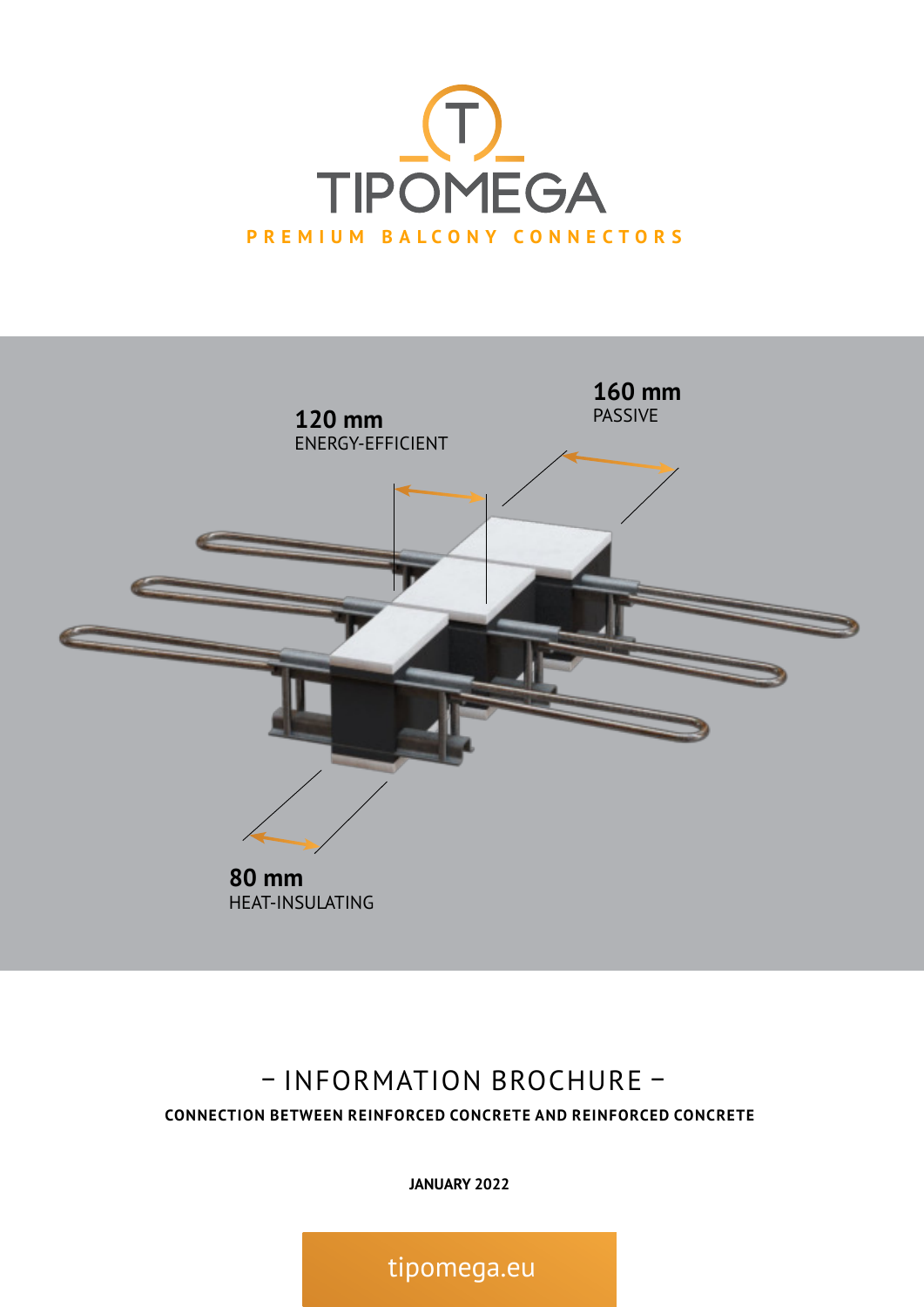# TIPOMEGA

PREMIUM BALCONY CONNECTORS

**160 mm**
PASSIVE

**120 mm**
ENERGY-EFFICIENT

**80 mm**
HEAT-INSULATING

## – INFORMATION BROCHURE –

**CONNECTION BETWEEN REINFORCED CONCRETE AND REINFORCED CONCRETE**

**JANUARY 2022**

tipomega.eu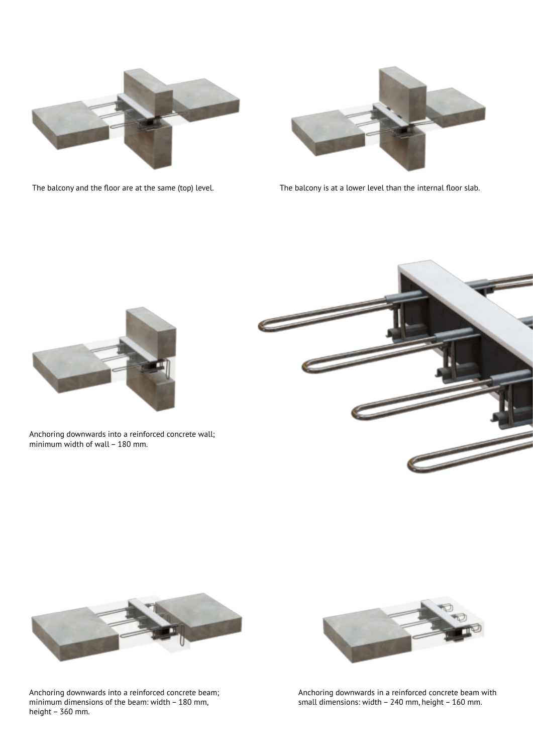The balcony and the floor are at the same (top) level.

The balcony is at a lower level than the internal floor slab.

Anchoring downwards into a reinforced concrete wall; minimum width of wall – 180 mm.

Anchoring downwards into a reinforced concrete beam; minimum dimensions of the beam: width – 180 mm, height – 360 mm.

Anchoring downwards in a reinforced concrete beam with small dimensions: width – 240 mm, height – 160 mm.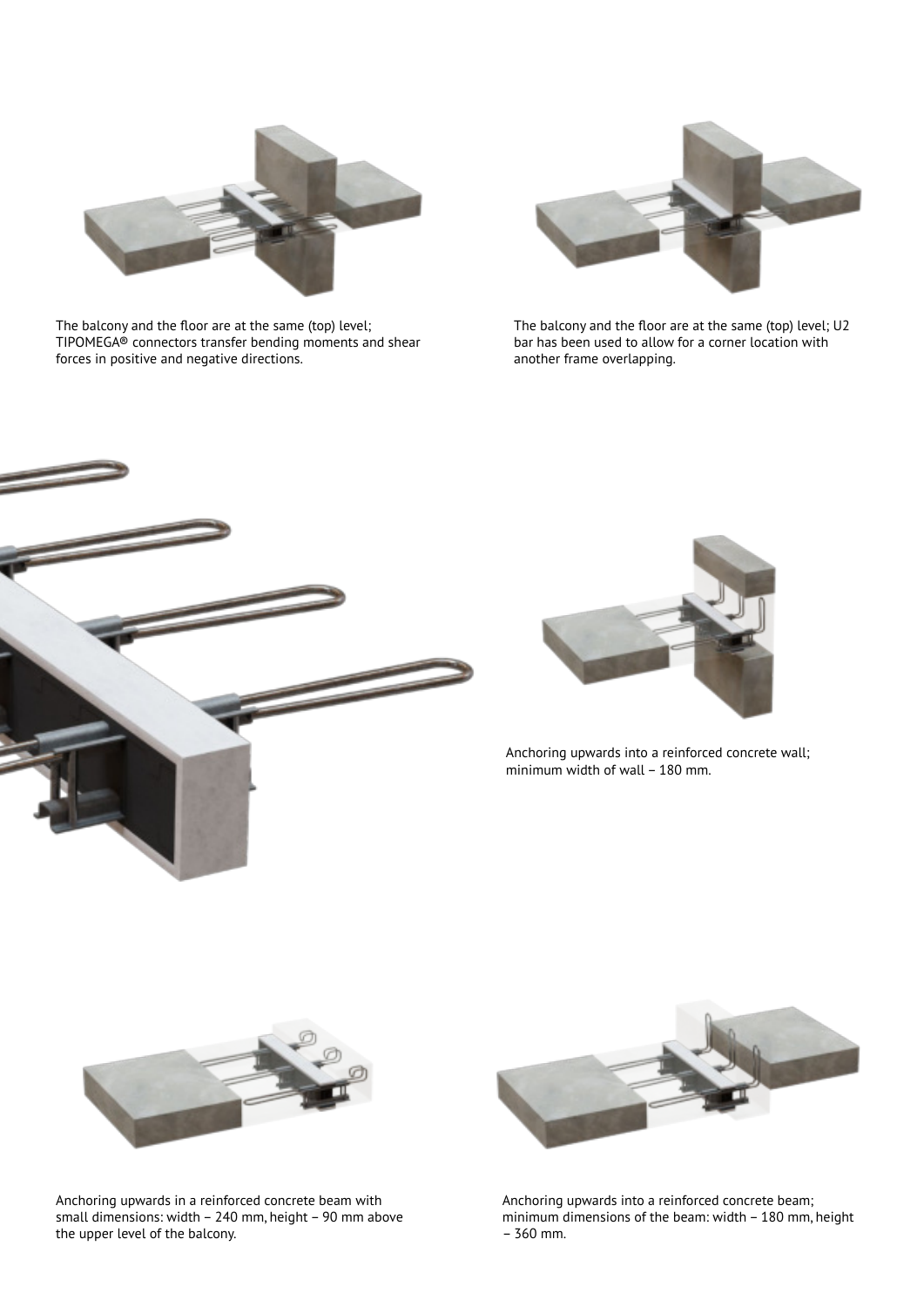The balcony and the floor are at the same (top) level; TIPOMEGA® connectors transfer bending moments and shear forces in positive and negative directions.

The balcony and the floor are at the same (top) level; U2 bar has been used to allow for a corner location with another frame overlapping.

Anchoring upwards into a reinforced concrete wall; minimum width of wall – 180 mm.

Anchoring upwards in a reinforced concrete beam with small dimensions: width – 240 mm, height – 90 mm above the upper level of the balcony.

Anchoring upwards into a reinforced concrete beam; minimum dimensions of the beam: width – 180 mm, height – 360 mm.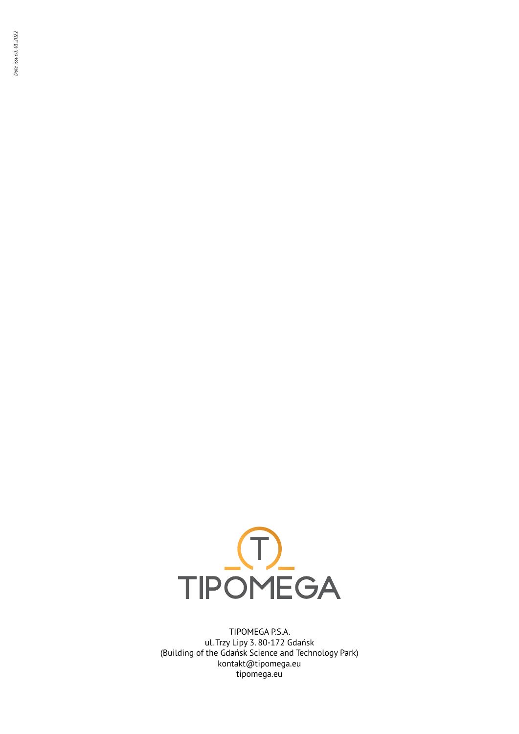*Date issued: 01.2022*

TIPOMEGA

TIPOMEGA P.S.A.
ul. Trzy Lipy 3. 80-172 Gdańsk
(Building of the Gdańsk Science and Technology Park)
kontakt@tipomega.eu
tipomega.eu